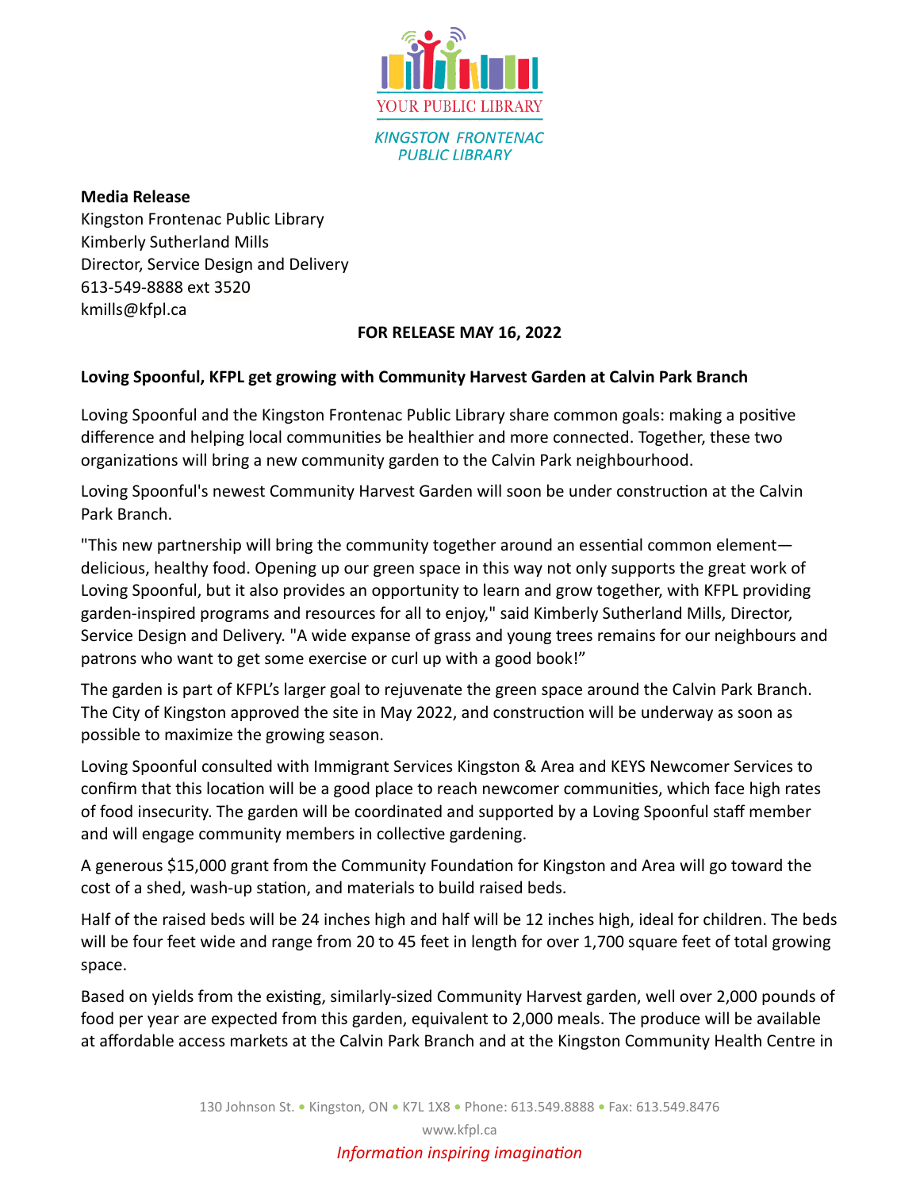YOUR PUBLIC LIBRARY

*KINGSTON FRONTENAC PUBLIC LIBRARY*

**Media Release**
Kingston Frontenac Public Library
Kimberly Sutherland Mills
Director, Service Design and Delivery
613-549-8888 ext 3520
kmills@kfpl.ca

**FOR RELEASE MAY 16, 2022**

**Loving Spoonful, KFPL get growing with Community Harvest Garden at Calvin Park Branch**

Loving Spoonful and the Kingston Frontenac Public Library share common goals: making a positive difference and helping local communities be healthier and more connected. Together, these two organizations will bring a new community garden to the Calvin Park neighbourhood.

Loving Spoonful's newest Community Harvest Garden will soon be under construction at the Calvin Park Branch.

"This new partnership will bring the community together around an essential common element—delicious, healthy food. Opening up our green space in this way not only supports the great work of Loving Spoonful, but it also provides an opportunity to learn and grow together, with KFPL providing garden-inspired programs and resources for all to enjoy," said Kimberly Sutherland Mills, Director, Service Design and Delivery. "A wide expanse of grass and young trees remains for our neighbours and patrons who want to get some exercise or curl up with a good book!"

The garden is part of KFPL's larger goal to rejuvenate the green space around the Calvin Park Branch. The City of Kingston approved the site in May 2022, and construction will be underway as soon as possible to maximize the growing season.

Loving Spoonful consulted with Immigrant Services Kingston & Area and KEYS Newcomer Services to confirm that this location will be a good place to reach newcomer communities, which face high rates of food insecurity. The garden will be coordinated and supported by a Loving Spoonful staff member and will engage community members in collective gardening.

A generous $15,000 grant from the Community Foundation for Kingston and Area will go toward the cost of a shed, wash-up station, and materials to build raised beds.

Half of the raised beds will be 24 inches high and half will be 12 inches high, ideal for children. The beds will be four feet wide and range from 20 to 45 feet in length for over 1,700 square feet of total growing space.

Based on yields from the existing, similarly-sized Community Harvest garden, well over 2,000 pounds of food per year are expected from this garden, equivalent to 2,000 meals. The produce will be available at affordable access markets at the Calvin Park Branch and at the Kingston Community Health Centre in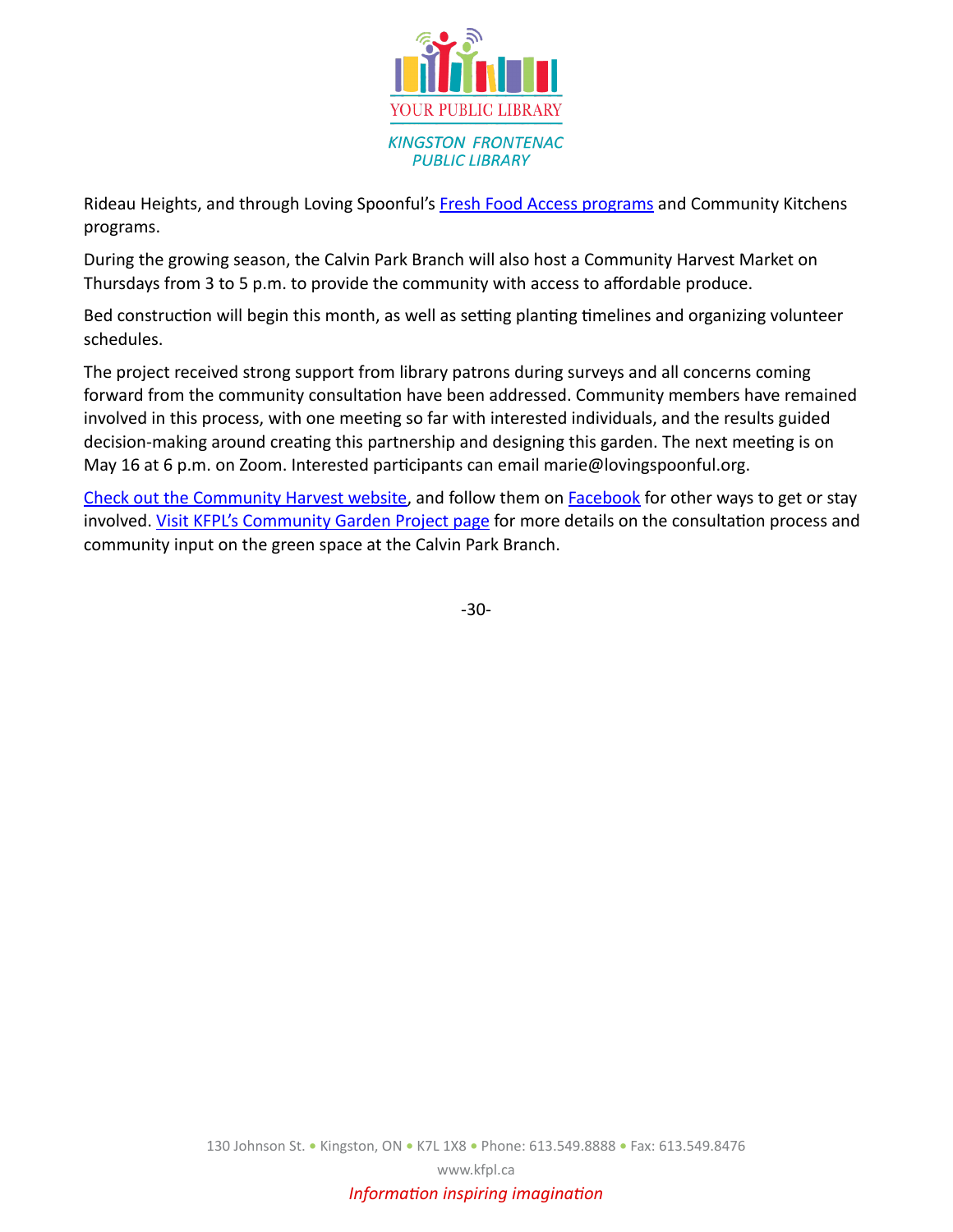Rideau Heights, and through Loving Spoonful's Fresh Food Access programs and Community Kitchens programs.

During the growing season, the Calvin Park Branch will also host a Community Harvest Market on Thursdays from 3 to 5 p.m. to provide the community with access to affordable produce.

Bed construction will begin this month, as well as setting planting timelines and organizing volunteer schedules.

The project received strong support from library patrons during surveys and all concerns coming forward from the community consultation have been addressed. Community members have remained involved in this process, with one meeting so far with interested individuals, and the results guided decision-making around creating this partnership and designing this garden. The next meeting is on May 16 at 6 p.m. on Zoom. Interested participants can email marie@lovingspoonful.org.

Check out the Community Harvest website, and follow them on Facebook for other ways to get or stay involved. Visit KFPL's Community Garden Project page for more details on the consultation process and community input on the green space at the Calvin Park Branch.

-30-